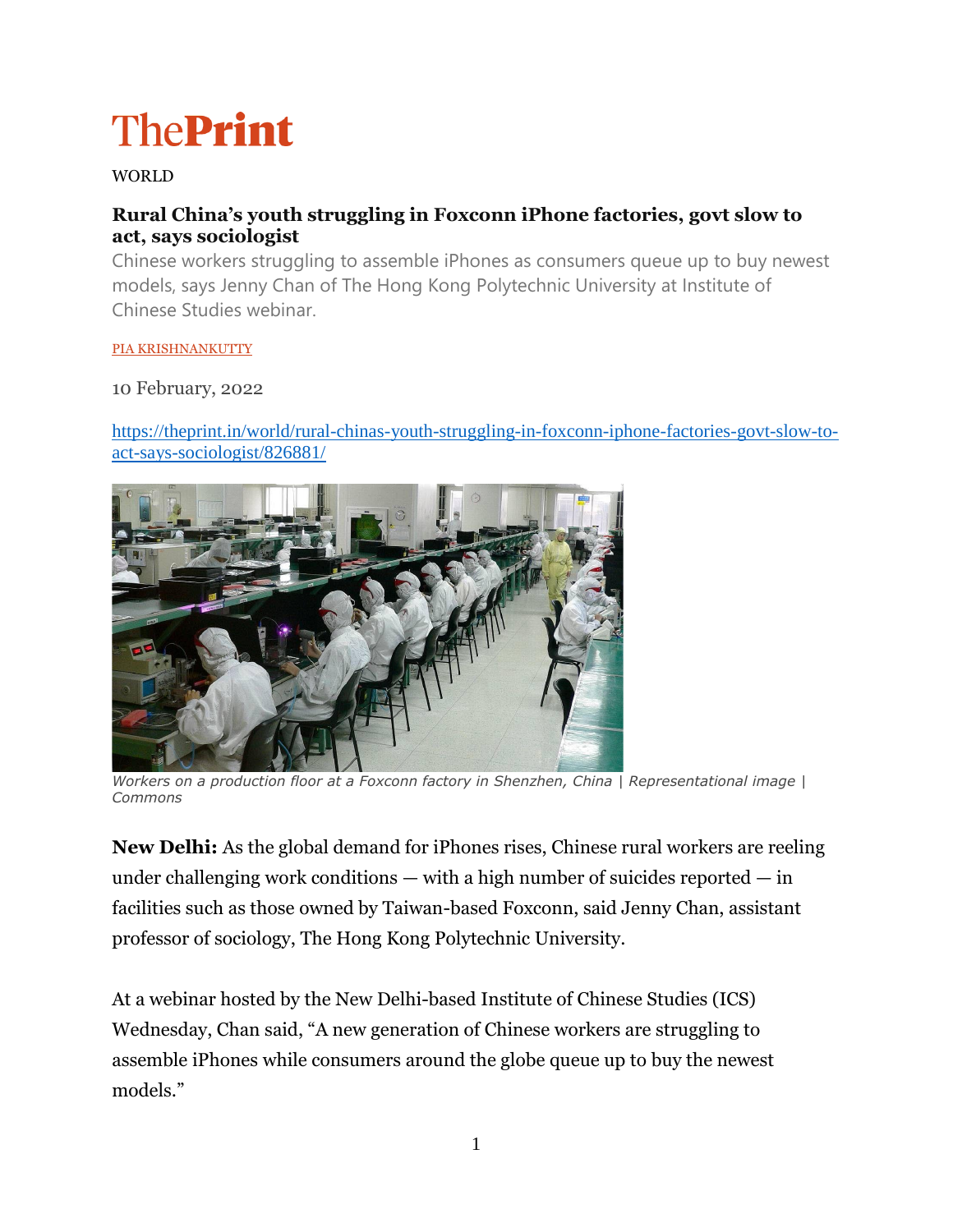# ThePrint

WORLD

## Rural China's youth struggling in Foxconn iPhone factories, govt slow to act, says sociologist

Chinese workers struggling to assemble iPhones as consumers queue up to buy newest models, says Jenny Chan of The Hong Kong Polytechnic University at Institute of Chinese Studies webinar.

PIA KRISHNANKUTTY

10 February, 2022

https://theprint.in/world/rural-chinas-youth-struggling-in-foxconn-iphone-factories-govt-slow-to-act-says-sociologist/826881/

*Workers on a production floor at a Foxconn factory in Shenzhen, China | Representational image | Commons*

**New Delhi:** As the global demand for iPhones rises, Chinese rural workers are reeling under challenging work conditions — with a high number of suicides reported — in facilities such as those owned by Taiwan-based Foxconn, said Jenny Chan, assistant professor of sociology, The Hong Kong Polytechnic University.

At a webinar hosted by the New Delhi-based Institute of Chinese Studies (ICS) Wednesday, Chan said, "A new generation of Chinese workers are struggling to assemble iPhones while consumers around the globe queue up to buy the newest models."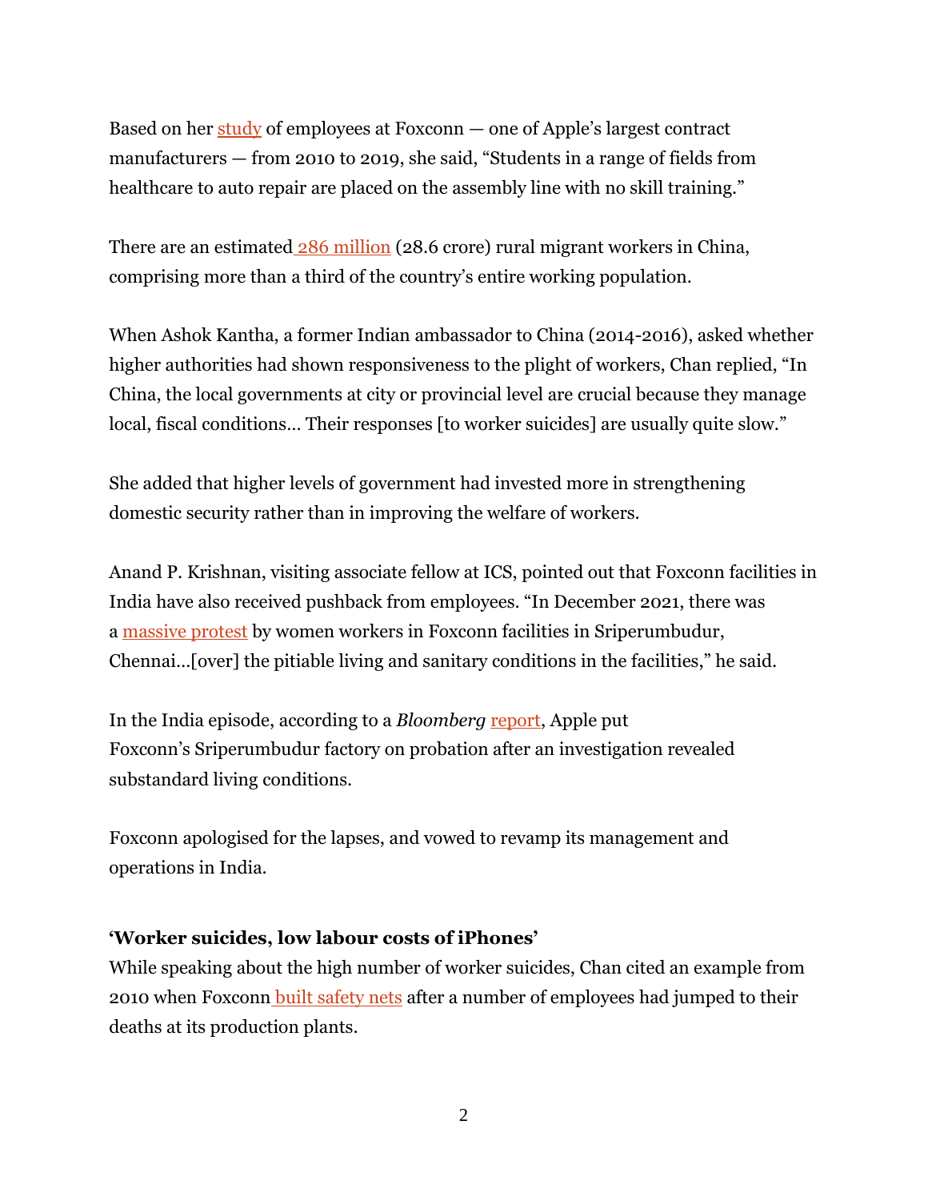Based on her study of employees at Foxconn — one of Apple's largest contract manufacturers — from 2010 to 2019, she said, "Students in a range of fields from healthcare to auto repair are placed on the assembly line with no skill training."

There are an estimated 286 million (28.6 crore) rural migrant workers in China, comprising more than a third of the country's entire working population.

When Ashok Kantha, a former Indian ambassador to China (2014-2016), asked whether higher authorities had shown responsiveness to the plight of workers, Chan replied, "In China, the local governments at city or provincial level are crucial because they manage local, fiscal conditions… Their responses [to worker suicides] are usually quite slow."

She added that higher levels of government had invested more in strengthening domestic security rather than in improving the welfare of workers.

Anand P. Krishnan, visiting associate fellow at ICS, pointed out that Foxconn facilities in India have also received pushback from employees. "In December 2021, there was a massive protest by women workers in Foxconn facilities in Sriperumbudur, Chennai…[over] the pitiable living and sanitary conditions in the facilities," he said.

In the India episode, according to a *Bloomberg* report, Apple put Foxconn's Sriperumbudur factory on probation after an investigation revealed substandard living conditions.

Foxconn apologised for the lapses, and vowed to revamp its management and operations in India.

**'Worker suicides, low labour costs of iPhones'**

While speaking about the high number of worker suicides, Chan cited an example from 2010 when Foxconn built safety nets after a number of employees had jumped to their deaths at its production plants.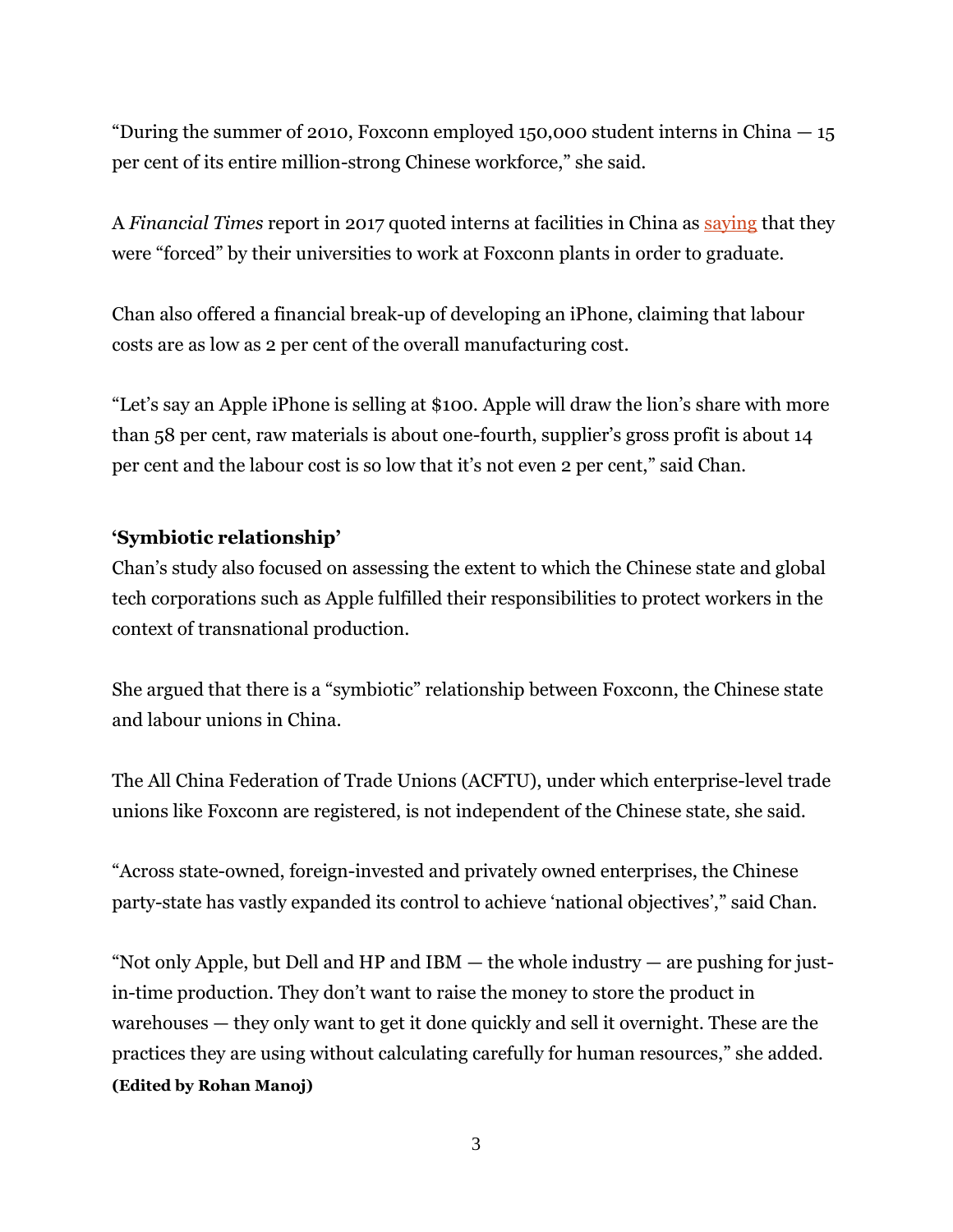"During the summer of 2010, Foxconn employed 150,000 student interns in China — 15 per cent of its entire million-strong Chinese workforce," she said.

A *Financial Times* report in 2017 quoted interns at facilities in China as saying that they were "forced" by their universities to work at Foxconn plants in order to graduate.

Chan also offered a financial break-up of developing an iPhone, claiming that labour costs are as low as 2 per cent of the overall manufacturing cost.

"Let's say an Apple iPhone is selling at $100. Apple will draw the lion's share with more than 58 per cent, raw materials is about one-fourth, supplier's gross profit is about 14 per cent and the labour cost is so low that it's not even 2 per cent," said Chan.

**'Symbiotic relationship'**

Chan's study also focused on assessing the extent to which the Chinese state and global tech corporations such as Apple fulfilled their responsibilities to protect workers in the context of transnational production.

She argued that there is a "symbiotic" relationship between Foxconn, the Chinese state and labour unions in China.

The All China Federation of Trade Unions (ACFTU), under which enterprise-level trade unions like Foxconn are registered, is not independent of the Chinese state, she said.

"Across state-owned, foreign-invested and privately owned enterprises, the Chinese party-state has vastly expanded its control to achieve 'national objectives'," said Chan.

"Not only Apple, but Dell and HP and IBM — the whole industry — are pushing for just-in-time production. They don't want to raise the money to store the product in warehouses — they only want to get it done quickly and sell it overnight. These are the practices they are using without calculating carefully for human resources," she added.

**(Edited by Rohan Manoj)**